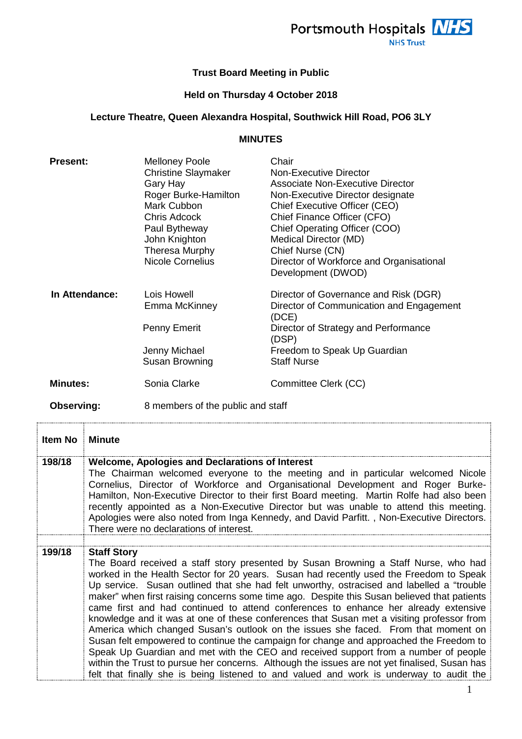Portsmouth Hospitals NHS Trust

**Trust Board Meeting in Public**

**Held on Thursday 4 October 2018**

**Lecture Theatre, Queen Alexandra Hospital, Southwick Hill Road, PO6 3LY**

**MINUTES**

| | | |
|---|---|---|
| **Present:** | Melloney Poole | Chair |
| | Christine Slaymaker | Non-Executive Director |
| | Gary Hay | Associate Non-Executive Director |
| | Roger Burke-Hamilton | Non-Executive Director designate |
| | Mark Cubbon | Chief Executive Officer (CEO) |
| | Chris Adcock | Chief Finance Officer (CFO) |
| | Paul Bytheway | Chief Operating Officer (COO) |
| | John Knighton | Medical Director (MD) |
| | Theresa Murphy | Chief Nurse (CN) |
| | Nicole Cornelius | Director of Workforce and Organisational Development (DWOD) |
| **In Attendance:** | Lois Howell | Director of Governance and Risk (DGR) |
| | Emma McKinney | Director of Communication and Engagement (DCE) |
| | Penny Emerit | Director of Strategy and Performance (DSP) |
| | Jenny Michael | Freedom to Speak Up Guardian |
| | Susan Browning | Staff Nurse |
| **Minutes:** | Sonia Clarke | Committee Clerk (CC) |
| **Observing:** | 8 members of the public and staff | |

| Item No | Minute |
|---|---|
| 198/18 | **Welcome, Apologies and Declarations of Interest** The Chairman welcomed everyone to the meeting and in particular welcomed Nicole Cornelius, Director of Workforce and Organisational Development and Roger Burke-Hamilton, Non-Executive Director to their first Board meeting. Martin Rolfe had also been recently appointed as a Non-Executive Director but was unable to attend this meeting. Apologies were also noted from Inga Kennedy, and David Parfitt. , Non-Executive Directors. There were no declarations of interest. |
| 199/18 | **Staff Story** The Board received a staff story presented by Susan Browning a Staff Nurse, who had worked in the Health Sector for 20 years. Susan had recently used the Freedom to Speak Up service. Susan outlined that she had felt unworthy, ostracised and labelled a "trouble maker" when first raising concerns some time ago. Despite this Susan believed that patients came first and had continued to attend conferences to enhance her already extensive knowledge and it was at one of these conferences that Susan met a visiting professor from America which changed Susan's outlook on the issues she faced. From that moment on Susan felt empowered to continue the campaign for change and approached the Freedom to Speak Up Guardian and met with the CEO and received support from a number of people within the Trust to pursue her concerns. Although the issues are not yet finalised, Susan has felt that finally she is being listened to and valued and work is underway to audit the |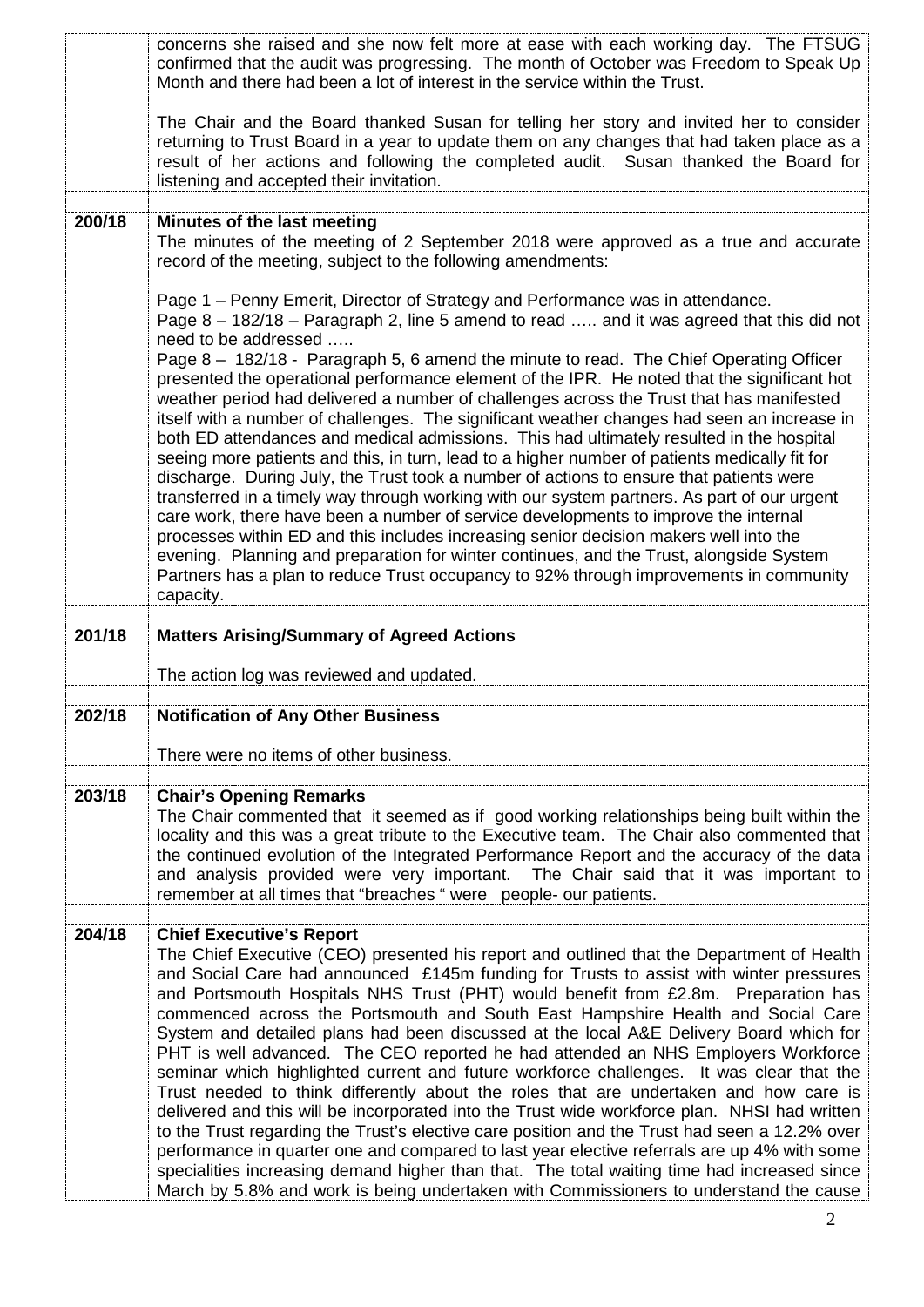| | |
|---|---|
| | concerns she raised and she now felt more at ease with each working day. The FTSUG confirmed that the audit was progressing. The month of October was Freedom to Speak Up Month and there had been a lot of interest in the service within the Trust.<br><br>The Chair and the Board thanked Susan for telling her story and invited her to consider returning to Trust Board in a year to update them on any changes that had taken place as a result of her actions and following the completed audit. Susan thanked the Board for listening and accepted their invitation. |
| **200/18** | **Minutes of the last meeting**<br>The minutes of the meeting of 2 September 2018 were approved as a true and accurate record of the meeting, subject to the following amendments:<br><br>Page 1 – Penny Emerit, Director of Strategy and Performance was in attendance.<br>Page 8 – 182/18 – Paragraph 2, line 5 amend to read ….. and it was agreed that this did not need to be addressed …..<br>Page 8 – 182/18 - Paragraph 5, 6 amend the minute to read. The Chief Operating Officer presented the operational performance element of the IPR. He noted that the significant hot weather period had delivered a number of challenges across the Trust that has manifested itself with a number of challenges. The significant weather changes had seen an increase in both ED attendances and medical admissions. This had ultimately resulted in the hospital seeing more patients and this, in turn, lead to a higher number of patients medically fit for discharge. During July, the Trust took a number of actions to ensure that patients were transferred in a timely way through working with our system partners. As part of our urgent care work, there have been a number of service developments to improve the internal processes within ED and this includes increasing senior decision makers well into the evening. Planning and preparation for winter continues, and the Trust, alongside System Partners has a plan to reduce Trust occupancy to 92% through improvements in community capacity. |
| **201/18** | **Matters Arising/Summary of Agreed Actions**<br><br>The action log was reviewed and updated. |
| **202/18** | **Notification of Any Other Business**<br><br>There were no items of other business. |
| **203/18** | **Chair's Opening Remarks**<br>The Chair commented that it seemed as if good working relationships being built within the locality and this was a great tribute to the Executive team. The Chair also commented that the continued evolution of the Integrated Performance Report and the accuracy of the data and analysis provided were very important. The Chair said that it was important to remember at all times that "breaches " were people- our patients. |
| **204/18** | **Chief Executive's Report**<br>The Chief Executive (CEO) presented his report and outlined that the Department of Health and Social Care had announced £145m funding for Trusts to assist with winter pressures and Portsmouth Hospitals NHS Trust (PHT) would benefit from £2.8m. Preparation has commenced across the Portsmouth and South East Hampshire Health and Social Care System and detailed plans had been discussed at the local A&E Delivery Board which for PHT is well advanced. The CEO reported he had attended an NHS Employers Workforce seminar which highlighted current and future workforce challenges. It was clear that the Trust needed to think differently about the roles that are undertaken and how care is delivered and this will be incorporated into the Trust wide workforce plan. NHSI had written to the Trust regarding the Trust's elective care position and the Trust had seen a 12.2% over performance in quarter one and compared to last year elective referrals are up 4% with some specialities increasing demand higher than that. The total waiting time had increased since March by 5.8% and work is being undertaken with Commissioners to understand the cause |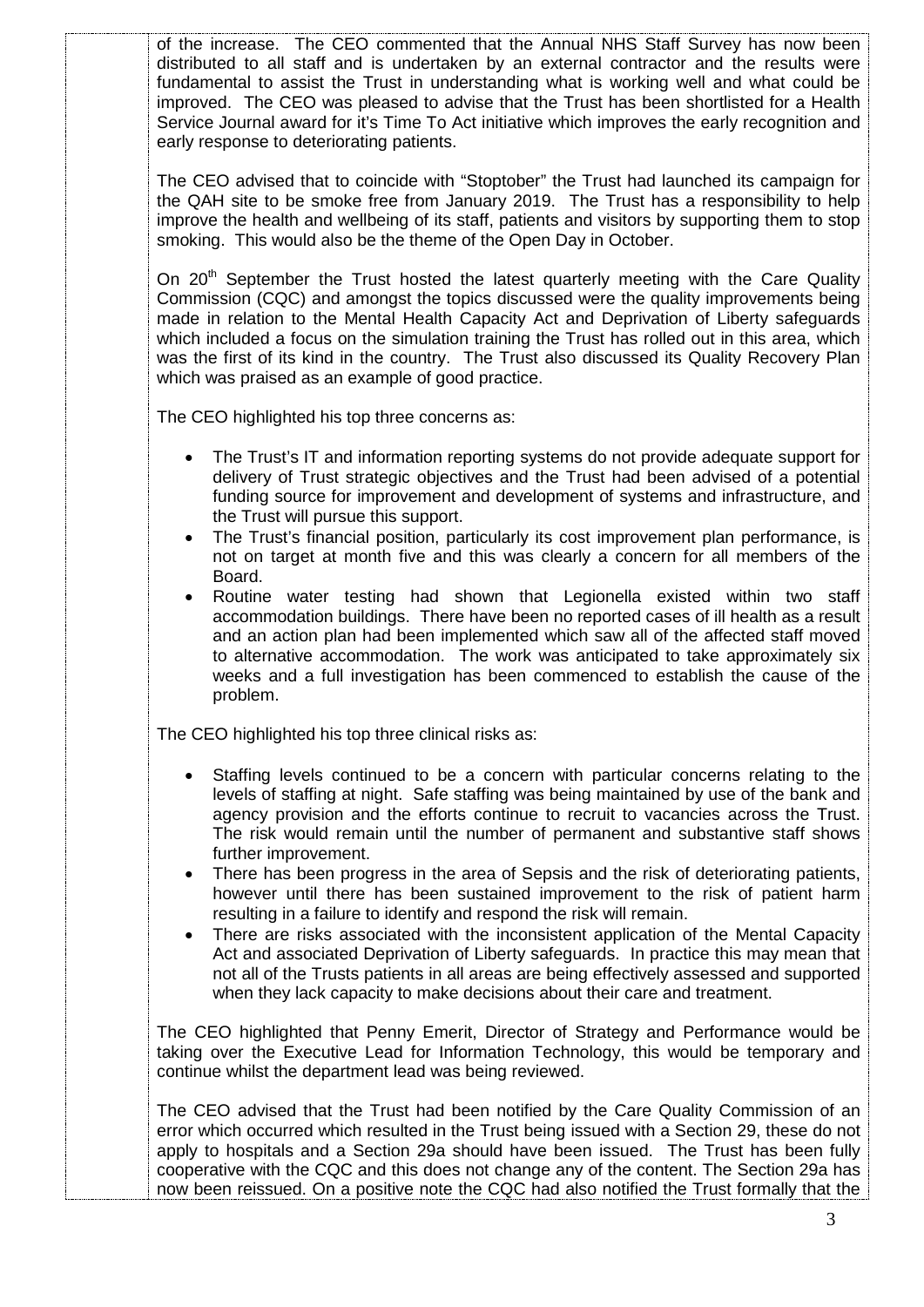of the increase. The CEO commented that the Annual NHS Staff Survey has now been distributed to all staff and is undertaken by an external contractor and the results were fundamental to assist the Trust in understanding what is working well and what could be improved. The CEO was pleased to advise that the Trust has been shortlisted for a Health Service Journal award for it's Time To Act initiative which improves the early recognition and early response to deteriorating patients.

The CEO advised that to coincide with "Stoptober" the Trust had launched its campaign for the QAH site to be smoke free from January 2019. The Trust has a responsibility to help improve the health and wellbeing of its staff, patients and visitors by supporting them to stop smoking. This would also be the theme of the Open Day in October.

On 20th September the Trust hosted the latest quarterly meeting with the Care Quality Commission (CQC) and amongst the topics discussed were the quality improvements being made in relation to the Mental Health Capacity Act and Deprivation of Liberty safeguards which included a focus on the simulation training the Trust has rolled out in this area, which was the first of its kind in the country. The Trust also discussed its Quality Recovery Plan which was praised as an example of good practice.

The CEO highlighted his top three concerns as:

- The Trust's IT and information reporting systems do not provide adequate support for delivery of Trust strategic objectives and the Trust had been advised of a potential funding source for improvement and development of systems and infrastructure, and the Trust will pursue this support.
- The Trust's financial position, particularly its cost improvement plan performance, is not on target at month five and this was clearly a concern for all members of the Board.
- Routine water testing had shown that Legionella existed within two staff accommodation buildings. There have been no reported cases of ill health as a result and an action plan had been implemented which saw all of the affected staff moved to alternative accommodation. The work was anticipated to take approximately six weeks and a full investigation has been commenced to establish the cause of the problem.

The CEO highlighted his top three clinical risks as:

- Staffing levels continued to be a concern with particular concerns relating to the levels of staffing at night. Safe staffing was being maintained by use of the bank and agency provision and the efforts continue to recruit to vacancies across the Trust. The risk would remain until the number of permanent and substantive staff shows further improvement.
- There has been progress in the area of Sepsis and the risk of deteriorating patients, however until there has been sustained improvement to the risk of patient harm resulting in a failure to identify and respond the risk will remain.
- There are risks associated with the inconsistent application of the Mental Capacity Act and associated Deprivation of Liberty safeguards. In practice this may mean that not all of the Trusts patients in all areas are being effectively assessed and supported when they lack capacity to make decisions about their care and treatment.

The CEO highlighted that Penny Emerit, Director of Strategy and Performance would be taking over the Executive Lead for Information Technology, this would be temporary and continue whilst the department lead was being reviewed.

The CEO advised that the Trust had been notified by the Care Quality Commission of an error which occurred which resulted in the Trust being issued with a Section 29, these do not apply to hospitals and a Section 29a should have been issued. The Trust has been fully cooperative with the CQC and this does not change any of the content. The Section 29a has now been reissued. On a positive note the CQC had also notified the Trust formally that the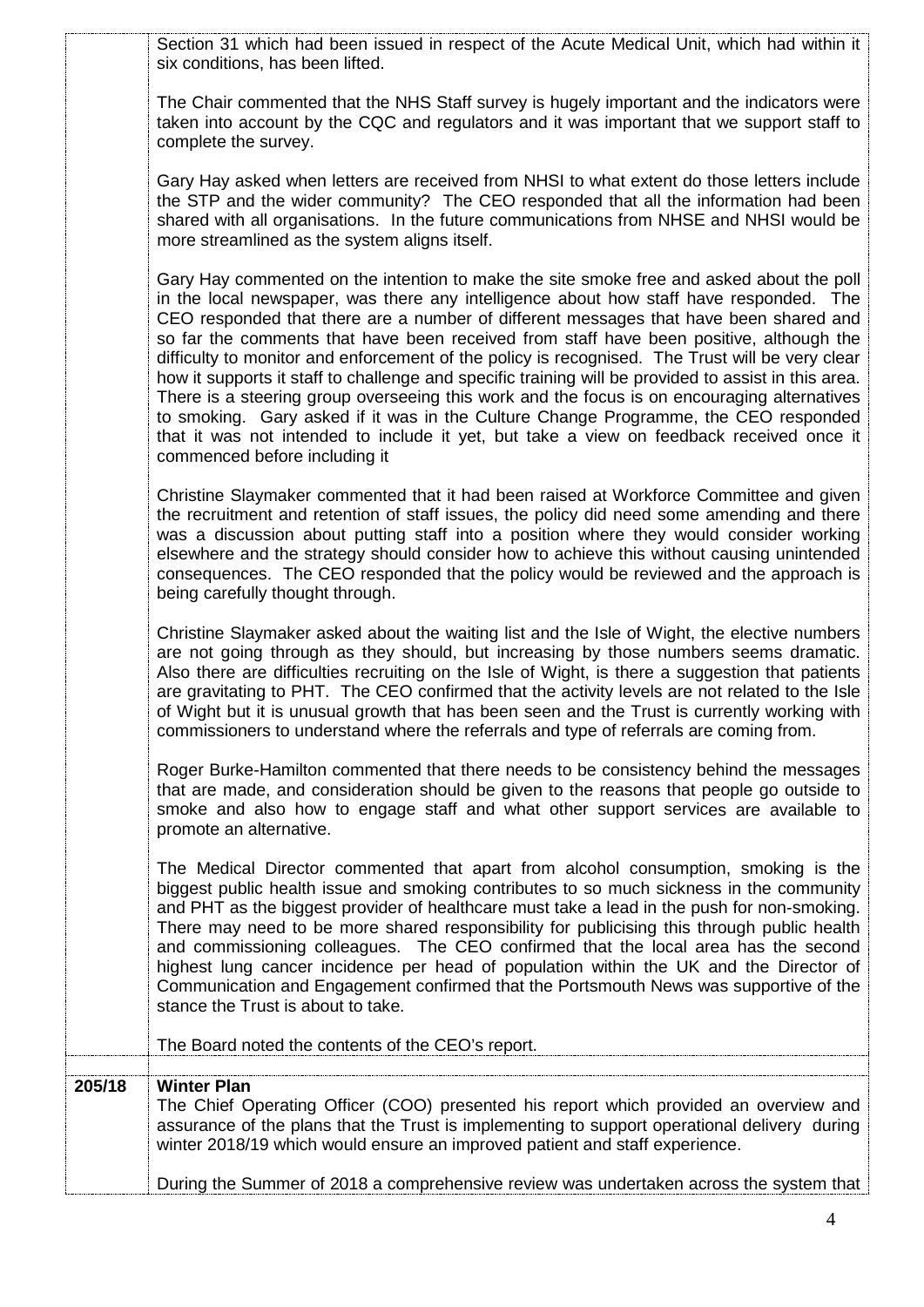Section 31 which had been issued in respect of the Acute Medical Unit, which had within it six conditions, has been lifted.

The Chair commented that the NHS Staff survey is hugely important and the indicators were taken into account by the CQC and regulators and it was important that we support staff to complete the survey.

Gary Hay asked when letters are received from NHSI to what extent do those letters include the STP and the wider community? The CEO responded that all the information had been shared with all organisations. In the future communications from NHSE and NHSI would be more streamlined as the system aligns itself.

Gary Hay commented on the intention to make the site smoke free and asked about the poll in the local newspaper, was there any intelligence about how staff have responded. The CEO responded that there are a number of different messages that have been shared and so far the comments that have been received from staff have been positive, although the difficulty to monitor and enforcement of the policy is recognised. The Trust will be very clear how it supports it staff to challenge and specific training will be provided to assist in this area. There is a steering group overseeing this work and the focus is on encouraging alternatives to smoking. Gary asked if it was in the Culture Change Programme, the CEO responded that it was not intended to include it yet, but take a view on feedback received once it commenced before including it

Christine Slaymaker commented that it had been raised at Workforce Committee and given the recruitment and retention of staff issues, the policy did need some amending and there was a discussion about putting staff into a position where they would consider working elsewhere and the strategy should consider how to achieve this without causing unintended consequences. The CEO responded that the policy would be reviewed and the approach is being carefully thought through.

Christine Slaymaker asked about the waiting list and the Isle of Wight, the elective numbers are not going through as they should, but increasing by those numbers seems dramatic. Also there are difficulties recruiting on the Isle of Wight, is there a suggestion that patients are gravitating to PHT. The CEO confirmed that the activity levels are not related to the Isle of Wight but it is unusual growth that has been seen and the Trust is currently working with commissioners to understand where the referrals and type of referrals are coming from.

Roger Burke-Hamilton commented that there needs to be consistency behind the messages that are made, and consideration should be given to the reasons that people go outside to smoke and also how to engage staff and what other support services are available to promote an alternative.

The Medical Director commented that apart from alcohol consumption, smoking is the biggest public health issue and smoking contributes to so much sickness in the community and PHT as the biggest provider of healthcare must take a lead in the push for non-smoking. There may need to be more shared responsibility for publicising this through public health and commissioning colleagues. The CEO confirmed that the local area has the second highest lung cancer incidence per head of population within the UK and the Director of Communication and Engagement confirmed that the Portsmouth News was supportive of the stance the Trust is about to take.

The Board noted the contents of the CEO's report.

**205/18 Winter Plan**

The Chief Operating Officer (COO) presented his report which provided an overview and assurance of the plans that the Trust is implementing to support operational delivery during winter 2018/19 which would ensure an improved patient and staff experience.

During the Summer of 2018 a comprehensive review was undertaken across the system that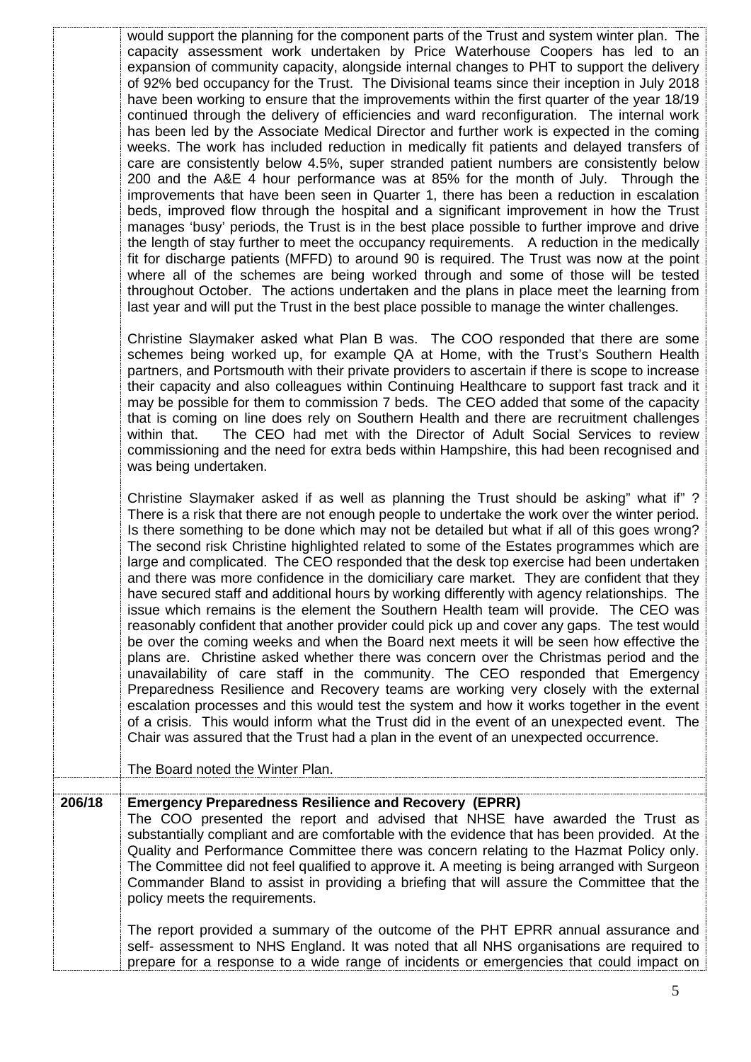would support the planning for the component parts of the Trust and system winter plan. The capacity assessment work undertaken by Price Waterhouse Coopers has led to an expansion of community capacity, alongside internal changes to PHT to support the delivery of 92% bed occupancy for the Trust. The Divisional teams since their inception in July 2018 have been working to ensure that the improvements within the first quarter of the year 18/19 continued through the delivery of efficiencies and ward reconfiguration. The internal work has been led by the Associate Medical Director and further work is expected in the coming weeks. The work has included reduction in medically fit patients and delayed transfers of care are consistently below 4.5%, super stranded patient numbers are consistently below 200 and the A&E 4 hour performance was at 85% for the month of July. Through the improvements that have been seen in Quarter 1, there has been a reduction in escalation beds, improved flow through the hospital and a significant improvement in how the Trust manages 'busy' periods, the Trust is in the best place possible to further improve and drive the length of stay further to meet the occupancy requirements. A reduction in the medically fit for discharge patients (MFFD) to around 90 is required. The Trust was now at the point where all of the schemes are being worked through and some of those will be tested throughout October. The actions undertaken and the plans in place meet the learning from last year and will put the Trust in the best place possible to manage the winter challenges.

Christine Slaymaker asked what Plan B was. The COO responded that there are some schemes being worked up, for example QA at Home, with the Trust's Southern Health partners, and Portsmouth with their private providers to ascertain if there is scope to increase their capacity and also colleagues within Continuing Healthcare to support fast track and it may be possible for them to commission 7 beds. The CEO added that some of the capacity that is coming on line does rely on Southern Health and there are recruitment challenges within that. The CEO had met with the Director of Adult Social Services to review commissioning and the need for extra beds within Hampshire, this had been recognised and was being undertaken.

Christine Slaymaker asked if as well as planning the Trust should be asking" what if" ? There is a risk that there are not enough people to undertake the work over the winter period. Is there something to be done which may not be detailed but what if all of this goes wrong? The second risk Christine highlighted related to some of the Estates programmes which are large and complicated. The CEO responded that the desk top exercise had been undertaken and there was more confidence in the domiciliary care market. They are confident that they have secured staff and additional hours by working differently with agency relationships. The issue which remains is the element the Southern Health team will provide. The CEO was reasonably confident that another provider could pick up and cover any gaps. The test would be over the coming weeks and when the Board next meets it will be seen how effective the plans are. Christine asked whether there was concern over the Christmas period and the unavailability of care staff in the community. The CEO responded that Emergency Preparedness Resilience and Recovery teams are working very closely with the external escalation processes and this would test the system and how it works together in the event of a crisis. This would inform what the Trust did in the event of an unexpected event. The Chair was assured that the Trust had a plan in the event of an unexpected occurrence.

The Board noted the Winter Plan.

**206/18 Emergency Preparedness Resilience and Recovery (EPRR)**

The COO presented the report and advised that NHSE have awarded the Trust as substantially compliant and are comfortable with the evidence that has been provided. At the Quality and Performance Committee there was concern relating to the Hazmat Policy only. The Committee did not feel qualified to approve it. A meeting is being arranged with Surgeon Commander Bland to assist in providing a briefing that will assure the Committee that the policy meets the requirements.

The report provided a summary of the outcome of the PHT EPRR annual assurance and self- assessment to NHS England. It was noted that all NHS organisations are required to prepare for a response to a wide range of incidents or emergencies that could impact on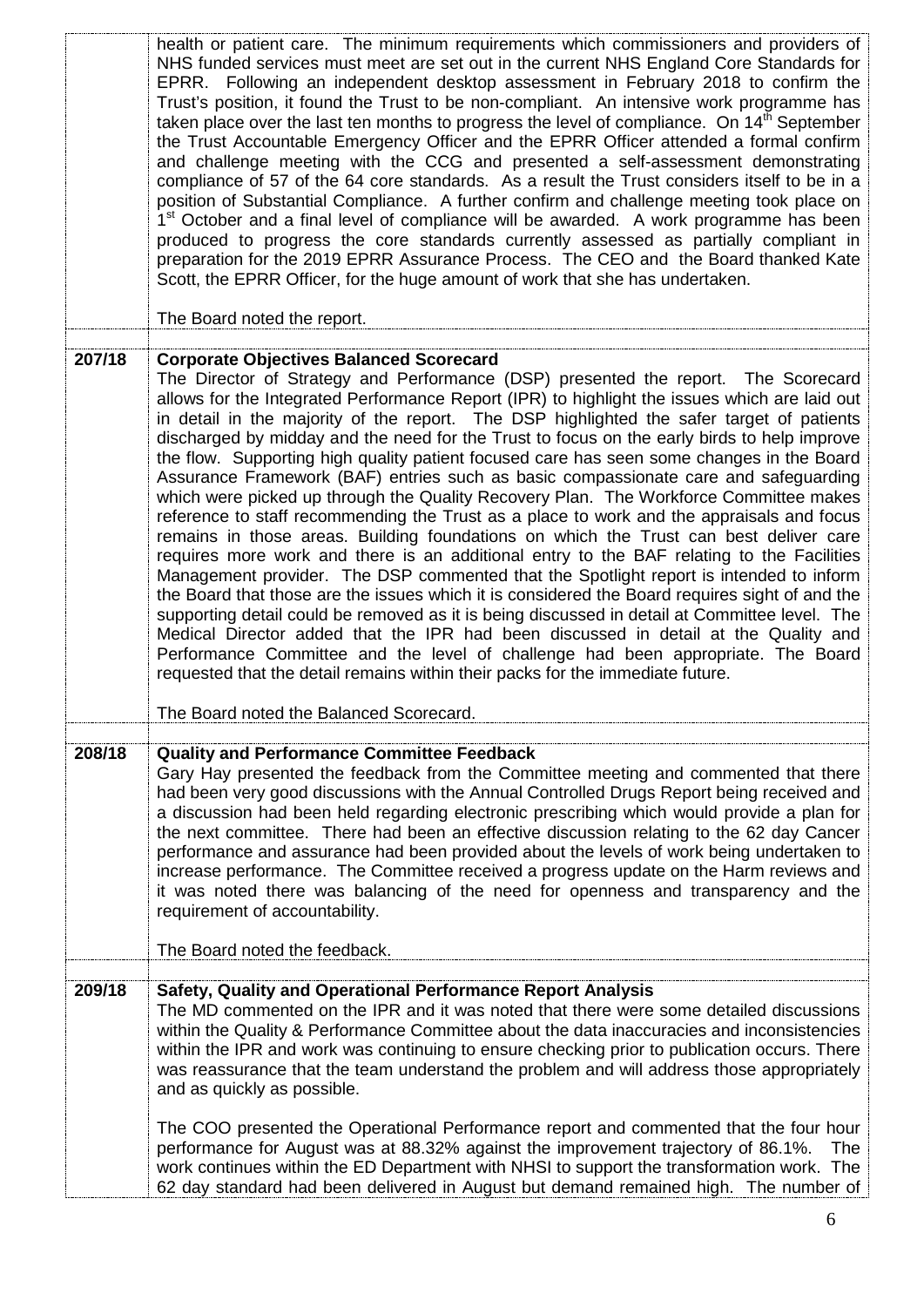| | |
|---|---|
| | health or patient care. The minimum requirements which commissioners and providers of NHS funded services must meet are set out in the current NHS England Core Standards for EPRR. Following an independent desktop assessment in February 2018 to confirm the Trust's position, it found the Trust to be non-compliant. An intensive work programme has taken place over the last ten months to progress the level of compliance. On 14th September the Trust Accountable Emergency Officer and the EPRR Officer attended a formal confirm and challenge meeting with the CCG and presented a self-assessment demonstrating compliance of 57 of the 64 core standards. As a result the Trust considers itself to be in a position of Substantial Compliance. A further confirm and challenge meeting took place on 1st October and a final level of compliance will be awarded. A work programme has been produced to progress the core standards currently assessed as partially compliant in preparation for the 2019 EPRR Assurance Process. The CEO and the Board thanked Kate Scott, the EPRR Officer, for the huge amount of work that she has undertaken.<br><br>The Board noted the report. |
| **207/18** | **Corporate Objectives Balanced Scorecard**<br>The Director of Strategy and Performance (DSP) presented the report. The Scorecard allows for the Integrated Performance Report (IPR) to highlight the issues which are laid out in detail in the majority of the report. The DSP highlighted the safer target of patients discharged by midday and the need for the Trust to focus on the early birds to help improve the flow. Supporting high quality patient focused care has seen some changes in the Board Assurance Framework (BAF) entries such as basic compassionate care and safeguarding which were picked up through the Quality Recovery Plan. The Workforce Committee makes reference to staff recommending the Trust as a place to work and the appraisals and focus remains in those areas. Building foundations on which the Trust can best deliver care requires more work and there is an additional entry to the BAF relating to the Facilities Management provider. The DSP commented that the Spotlight report is intended to inform the Board that those are the issues which it is considered the Board requires sight of and the supporting detail could be removed as it is being discussed in detail at Committee level. The Medical Director added that the IPR had been discussed in detail at the Quality and Performance Committee and the level of challenge had been appropriate. The Board requested that the detail remains within their packs for the immediate future.<br><br>The Board noted the Balanced Scorecard. |
| **208/18** | **Quality and Performance Committee Feedback**<br>Gary Hay presented the feedback from the Committee meeting and commented that there had been very good discussions with the Annual Controlled Drugs Report being received and a discussion had been held regarding electronic prescribing which would provide a plan for the next committee. There had been an effective discussion relating to the 62 day Cancer performance and assurance had been provided about the levels of work being undertaken to increase performance. The Committee received a progress update on the Harm reviews and it was noted there was balancing of the need for openness and transparency and the requirement of accountability.<br><br>The Board noted the feedback. |
| **209/18** | **Safety, Quality and Operational Performance Report Analysis**<br>The MD commented on the IPR and it was noted that there were some detailed discussions within the Quality & Performance Committee about the data inaccuracies and inconsistencies within the IPR and work was continuing to ensure checking prior to publication occurs. There was reassurance that the team understand the problem and will address those appropriately and as quickly as possible.<br><br>The COO presented the Operational Performance report and commented that the four hour performance for August was at 88.32% against the improvement trajectory of 86.1%. The work continues within the ED Department with NHSI to support the transformation work. The 62 day standard had been delivered in August but demand remained high. The number of |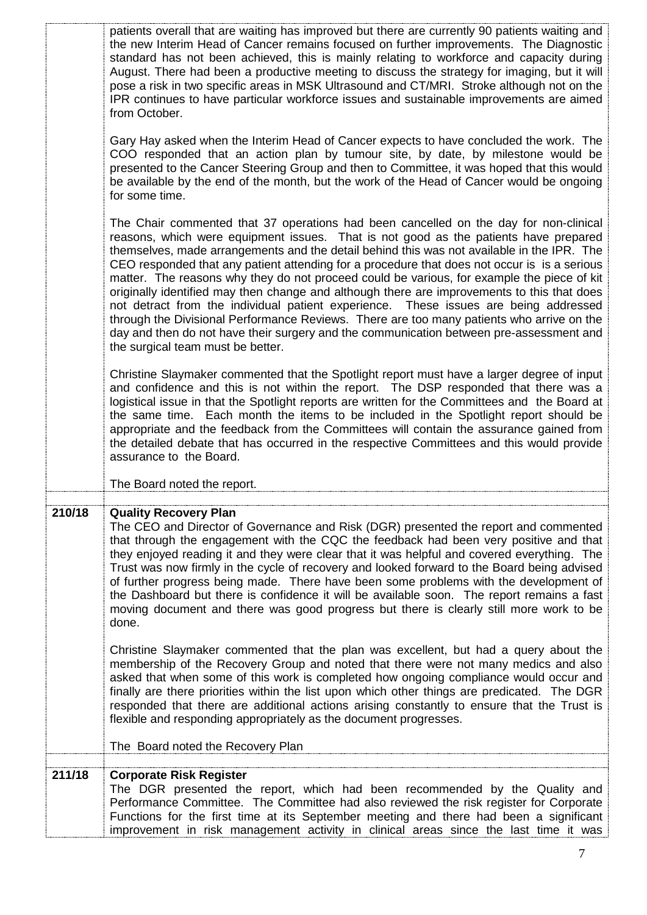| | |
|---|---|
| | patients overall that are waiting has improved but there are currently 90 patients waiting and the new Interim Head of Cancer remains focused on further improvements. The Diagnostic standard has not been achieved, this is mainly relating to workforce and capacity during August. There had been a productive meeting to discuss the strategy for imaging, but it will pose a risk in two specific areas in MSK Ultrasound and CT/MRI. Stroke although not on the IPR continues to have particular workforce issues and sustainable improvements are aimed from October.<br><br>Gary Hay asked when the Interim Head of Cancer expects to have concluded the work. The COO responded that an action plan by tumour site, by date, by milestone would be presented to the Cancer Steering Group and then to Committee, it was hoped that this would be available by the end of the month, but the work of the Head of Cancer would be ongoing for some time.<br><br>The Chair commented that 37 operations had been cancelled on the day for non-clinical reasons, which were equipment issues. That is not good as the patients have prepared themselves, made arrangements and the detail behind this was not available in the IPR. The CEO responded that any patient attending for a procedure that does not occur is is a serious matter. The reasons why they do not proceed could be various, for example the piece of kit originally identified may then change and although there are improvements to this that does not detract from the individual patient experience. These issues are being addressed through the Divisional Performance Reviews. There are too many patients who arrive on the day and then do not have their surgery and the communication between pre-assessment and the surgical team must be better.<br><br>Christine Slaymaker commented that the Spotlight report must have a larger degree of input and confidence and this is not within the report. The DSP responded that there was a logistical issue in that the Spotlight reports are written for the Committees and the Board at the same time. Each month the items to be included in the Spotlight report should be appropriate and the feedback from the Committees will contain the assurance gained from the detailed debate that has occurred in the respective Committees and this would provide assurance to the Board.<br><br>The Board noted the report. |
| **210/18** | **Quality Recovery Plan**<br>The CEO and Director of Governance and Risk (DGR) presented the report and commented that through the engagement with the CQC the feedback had been very positive and that they enjoyed reading it and they were clear that it was helpful and covered everything. The Trust was now firmly in the cycle of recovery and looked forward to the Board being advised of further progress being made. There have been some problems with the development of the Dashboard but there is confidence it will be available soon. The report remains a fast moving document and there was good progress but there is clearly still more work to be done.<br><br>Christine Slaymaker commented that the plan was excellent, but had a query about the membership of the Recovery Group and noted that there were not many medics and also asked that when some of this work is completed how ongoing compliance would occur and finally are there priorities within the list upon which other things are predicated. The DGR responded that there are additional actions arising constantly to ensure that the Trust is flexible and responding appropriately as the document progresses.<br><br>The Board noted the Recovery Plan |
| **211/18** | **Corporate Risk Register**<br>The DGR presented the report, which had been recommended by the Quality and Performance Committee. The Committee had also reviewed the risk register for Corporate Functions for the first time at its September meeting and there had been a significant improvement in risk management activity in clinical areas since the last time it was |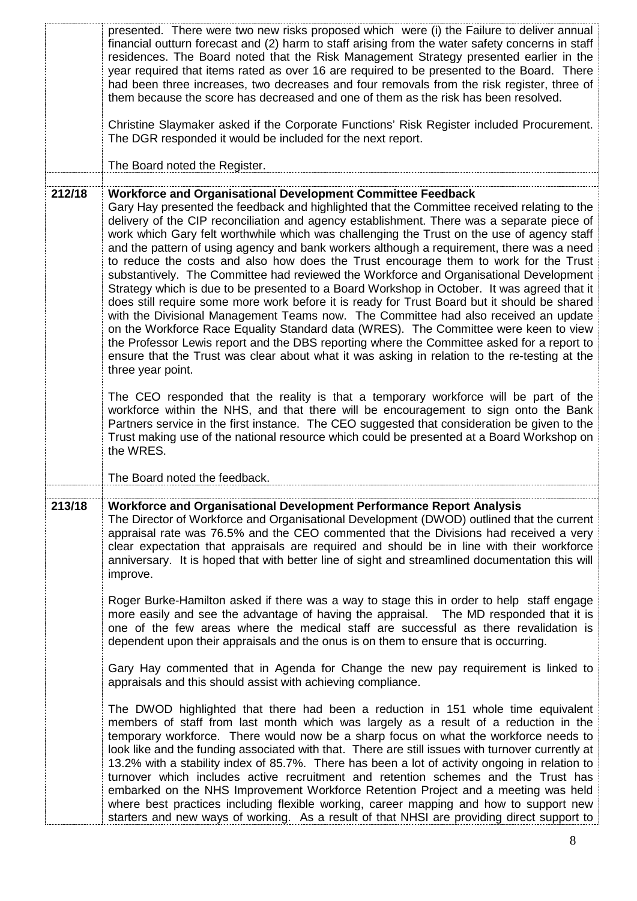| | |
|---|---|
| | presented. There were two new risks proposed which were (i) the Failure to deliver annual financial outturn forecast and (2) harm to staff arising from the water safety concerns in staff residences. The Board noted that the Risk Management Strategy presented earlier in the year required that items rated as over 16 are required to be presented to the Board. There had been three increases, two decreases and four removals from the risk register, three of them because the score has decreased and one of them as the risk has been resolved.<br><br>Christine Slaymaker asked if the Corporate Functions' Risk Register included Procurement. The DGR responded it would be included for the next report.<br><br>The Board noted the Register. |
| **212/18** | **Workforce and Organisational Development Committee Feedback**<br>Gary Hay presented the feedback and highlighted that the Committee received relating to the delivery of the CIP reconciliation and agency establishment. There was a separate piece of work which Gary felt worthwhile which was challenging the Trust on the use of agency staff and the pattern of using agency and bank workers although a requirement, there was a need to reduce the costs and also how does the Trust encourage them to work for the Trust substantively. The Committee had reviewed the Workforce and Organisational Development Strategy which is due to be presented to a Board Workshop in October. It was agreed that it does still require some more work before it is ready for Trust Board but it should be shared with the Divisional Management Teams now. The Committee had also received an update on the Workforce Race Equality Standard data (WRES). The Committee were keen to view the Professor Lewis report and the DBS reporting where the Committee asked for a report to ensure that the Trust was clear about what it was asking in relation to the re-testing at the three year point.<br><br>The CEO responded that the reality is that a temporary workforce will be part of the workforce within the NHS, and that there will be encouragement to sign onto the Bank Partners service in the first instance. The CEO suggested that consideration be given to the Trust making use of the national resource which could be presented at a Board Workshop on the WRES.<br><br>The Board noted the feedback. |
| **213/18** | **Workforce and Organisational Development Performance Report Analysis**<br>The Director of Workforce and Organisational Development (DWOD) outlined that the current appraisal rate was 76.5% and the CEO commented that the Divisions had received a very clear expectation that appraisals are required and should be in line with their workforce anniversary. It is hoped that with better line of sight and streamlined documentation this will improve.<br><br>Roger Burke-Hamilton asked if there was a way to stage this in order to help staff engage more easily and see the advantage of having the appraisal. The MD responded that it is one of the few areas where the medical staff are successful as there revalidation is dependent upon their appraisals and the onus is on them to ensure that is occurring.<br><br>Gary Hay commented that in Agenda for Change the new pay requirement is linked to appraisals and this should assist with achieving compliance.<br><br>The DWOD highlighted that there had been a reduction in 151 whole time equivalent members of staff from last month which was largely as a result of a reduction in the temporary workforce. There would now be a sharp focus on what the workforce needs to look like and the funding associated with that. There are still issues with turnover currently at 13.2% with a stability index of 85.7%. There has been a lot of activity ongoing in relation to turnover which includes active recruitment and retention schemes and the Trust has embarked on the NHS Improvement Workforce Retention Project and a meeting was held where best practices including flexible working, career mapping and how to support new starters and new ways of working. As a result of that NHSI are providing direct support to |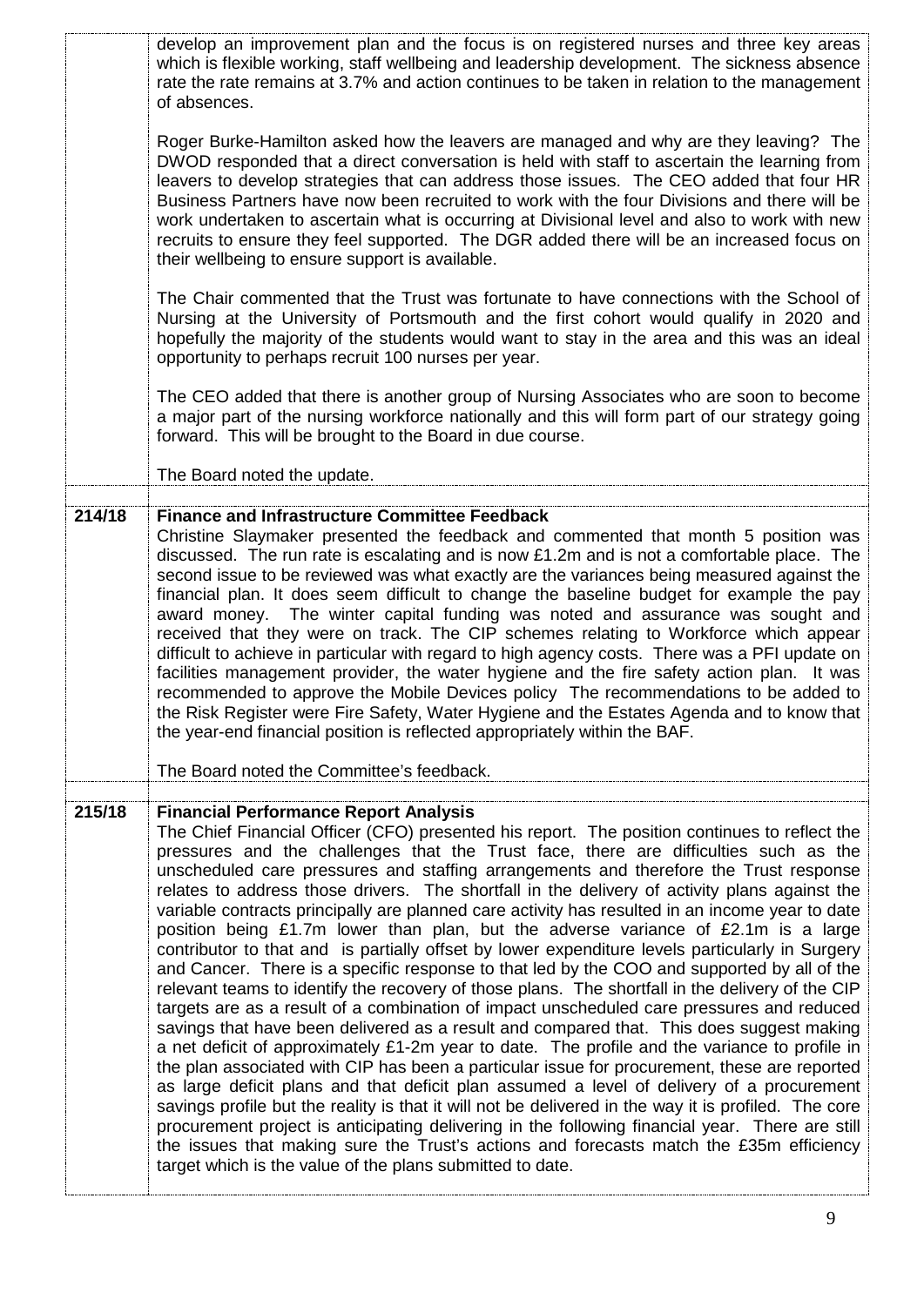| | |
|---|---|
| | develop an improvement plan and the focus is on registered nurses and three key areas which is flexible working, staff wellbeing and leadership development. The sickness absence rate the rate remains at 3.7% and action continues to be taken in relation to the management of absences.<br><br>Roger Burke-Hamilton asked how the leavers are managed and why are they leaving? The DWOD responded that a direct conversation is held with staff to ascertain the learning from leavers to develop strategies that can address those issues. The CEO added that four HR Business Partners have now been recruited to work with the four Divisions and there will be work undertaken to ascertain what is occurring at Divisional level and also to work with new recruits to ensure they feel supported. The DGR added there will be an increased focus on their wellbeing to ensure support is available.<br><br>The Chair commented that the Trust was fortunate to have connections with the School of Nursing at the University of Portsmouth and the first cohort would qualify in 2020 and hopefully the majority of the students would want to stay in the area and this was an ideal opportunity to perhaps recruit 100 nurses per year.<br><br>The CEO added that there is another group of Nursing Associates who are soon to become a major part of the nursing workforce nationally and this will form part of our strategy going forward. This will be brought to the Board in due course.<br><br>The Board noted the update. |
| **214/18** | **Finance and Infrastructure Committee Feedback**<br>Christine Slaymaker presented the feedback and commented that month 5 position was discussed. The run rate is escalating and is now £1.2m and is not a comfortable place. The second issue to be reviewed was what exactly are the variances being measured against the financial plan. It does seem difficult to change the baseline budget for example the pay award money. The winter capital funding was noted and assurance was sought and received that they were on track. The CIP schemes relating to Workforce which appear difficult to achieve in particular with regard to high agency costs. There was a PFI update on facilities management provider, the water hygiene and the fire safety action plan. It was recommended to approve the Mobile Devices policy The recommendations to be added to the Risk Register were Fire Safety, Water Hygiene and the Estates Agenda and to know that the year-end financial position is reflected appropriately within the BAF.<br><br>The Board noted the Committee's feedback. |
| **215/18** | **Financial Performance Report Analysis**<br>The Chief Financial Officer (CFO) presented his report. The position continues to reflect the pressures and the challenges that the Trust face, there are difficulties such as the unscheduled care pressures and staffing arrangements and therefore the Trust response relates to address those drivers. The shortfall in the delivery of activity plans against the variable contracts principally are planned care activity has resulted in an income year to date position being £1.7m lower than plan, but the adverse variance of £2.1m is a large contributor to that and is partially offset by lower expenditure levels particularly in Surgery and Cancer. There is a specific response to that led by the COO and supported by all of the relevant teams to identify the recovery of those plans. The shortfall in the delivery of the CIP targets are as a result of a combination of impact unscheduled care pressures and reduced savings that have been delivered as a result and compared that. This does suggest making a net deficit of approximately £1-2m year to date. The profile and the variance to profile in the plan associated with CIP has been a particular issue for procurement, these are reported as large deficit plans and that deficit plan assumed a level of delivery of a procurement savings profile but the reality is that it will not be delivered in the way it is profiled. The core procurement project is anticipating delivering in the following financial year. There are still the issues that making sure the Trust's actions and forecasts match the £35m efficiency target which is the value of the plans submitted to date. |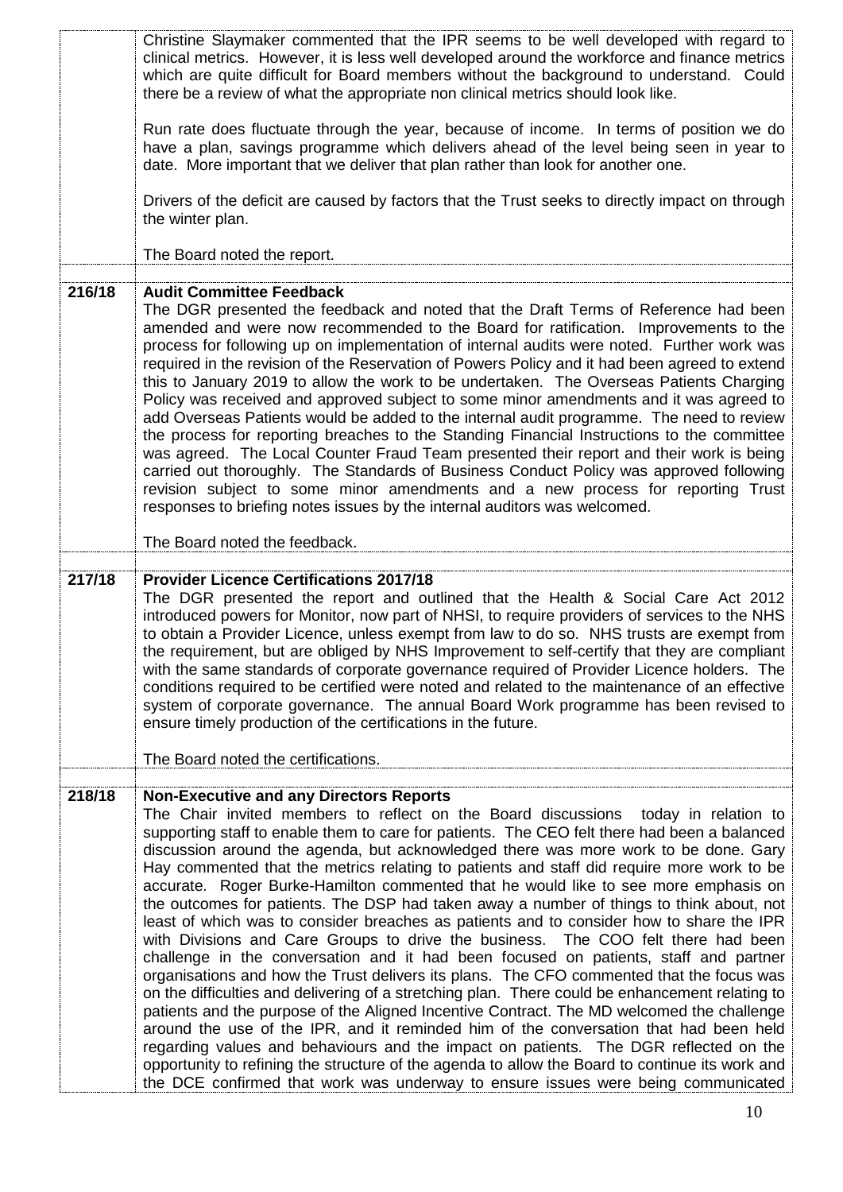| | |
|---|---|
| | Christine Slaymaker commented that the IPR seems to be well developed with regard to clinical metrics. However, it is less well developed around the workforce and finance metrics which are quite difficult for Board members without the background to understand. Could there be a review of what the appropriate non clinical metrics should look like.<br><br>Run rate does fluctuate through the year, because of income. In terms of position we do have a plan, savings programme which delivers ahead of the level being seen in year to date. More important that we deliver that plan rather than look for another one.<br><br>Drivers of the deficit are caused by factors that the Trust seeks to directly impact on through the winter plan.<br><br>The Board noted the report. |
| **216/18** | **Audit Committee Feedback**<br>The DGR presented the feedback and noted that the Draft Terms of Reference had been amended and were now recommended to the Board for ratification. Improvements to the process for following up on implementation of internal audits were noted. Further work was required in the revision of the Reservation of Powers Policy and it had been agreed to extend this to January 2019 to allow the work to be undertaken. The Overseas Patients Charging Policy was received and approved subject to some minor amendments and it was agreed to add Overseas Patients would be added to the internal audit programme. The need to review the process for reporting breaches to the Standing Financial Instructions to the committee was agreed. The Local Counter Fraud Team presented their report and their work is being carried out thoroughly. The Standards of Business Conduct Policy was approved following revision subject to some minor amendments and a new process for reporting Trust responses to briefing notes issues by the internal auditors was welcomed.<br><br>The Board noted the feedback. |
| **217/18** | **Provider Licence Certifications 2017/18**<br>The DGR presented the report and outlined that the Health & Social Care Act 2012 introduced powers for Monitor, now part of NHSI, to require providers of services to the NHS to obtain a Provider Licence, unless exempt from law to do so. NHS trusts are exempt from the requirement, but are obliged by NHS Improvement to self-certify that they are compliant with the same standards of corporate governance required of Provider Licence holders. The conditions required to be certified were noted and related to the maintenance of an effective system of corporate governance. The annual Board Work programme has been revised to ensure timely production of the certifications in the future.<br><br>The Board noted the certifications. |
| **218/18** | **Non-Executive and any Directors Reports**<br>The Chair invited members to reflect on the Board discussions today in relation to supporting staff to enable them to care for patients. The CEO felt there had been a balanced discussion around the agenda, but acknowledged there was more work to be done. Gary Hay commented that the metrics relating to patients and staff did require more work to be accurate. Roger Burke-Hamilton commented that he would like to see more emphasis on the outcomes for patients. The DSP had taken away a number of things to think about, not least of which was to consider breaches as patients and to consider how to share the IPR with Divisions and Care Groups to drive the business. The COO felt there had been challenge in the conversation and it had been focused on patients, staff and partner organisations and how the Trust delivers its plans. The CFO commented that the focus was on the difficulties and delivering of a stretching plan. There could be enhancement relating to patients and the purpose of the Aligned Incentive Contract. The MD welcomed the challenge around the use of the IPR, and it reminded him of the conversation that had been held regarding values and behaviours and the impact on patients. The DGR reflected on the opportunity to refining the structure of the agenda to allow the Board to continue its work and the DCE confirmed that work was underway to ensure issues were being communicated |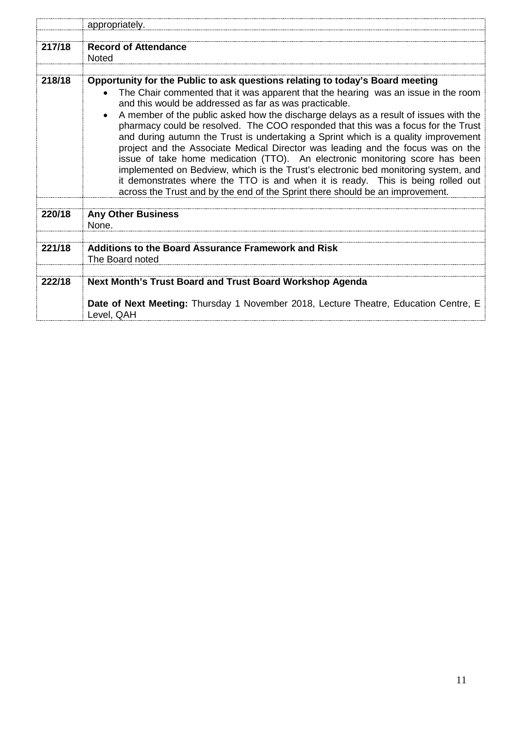| | |
|---|---|
| | appropriately. |
| | |
| **217/18** | **Record of Attendance**<br>Noted |
| | |
| **218/18** | **Opportunity for the Public to ask questions relating to today's Board meeting**<br>• The Chair commented that it was apparent that the hearing was an issue in the room and this would be addressed as far as was practicable.<br>• A member of the public asked how the discharge delays as a result of issues with the pharmacy could be resolved. The COO responded that this was a focus for the Trust and during autumn the Trust is undertaking a Sprint which is a quality improvement project and the Associate Medical Director was leading and the focus was on the issue of take home medication (TTO). An electronic monitoring score has been implemented on Bedview, which is the Trust's electronic bed monitoring system, and it demonstrates where the TTO is and when it is ready. This is being rolled out across the Trust and by the end of the Sprint there should be an improvement. |
| | |
| **220/18** | **Any Other Business**<br>None. |
| | |
| **221/18** | **Additions to the Board Assurance Framework and Risk**<br>The Board noted |
| | |
| **222/18** | **Next Month's Trust Board and Trust Board Workshop Agenda**<br><br>**Date of Next Meeting:** Thursday 1 November 2018, Lecture Theatre, Education Centre, E Level, QAH |